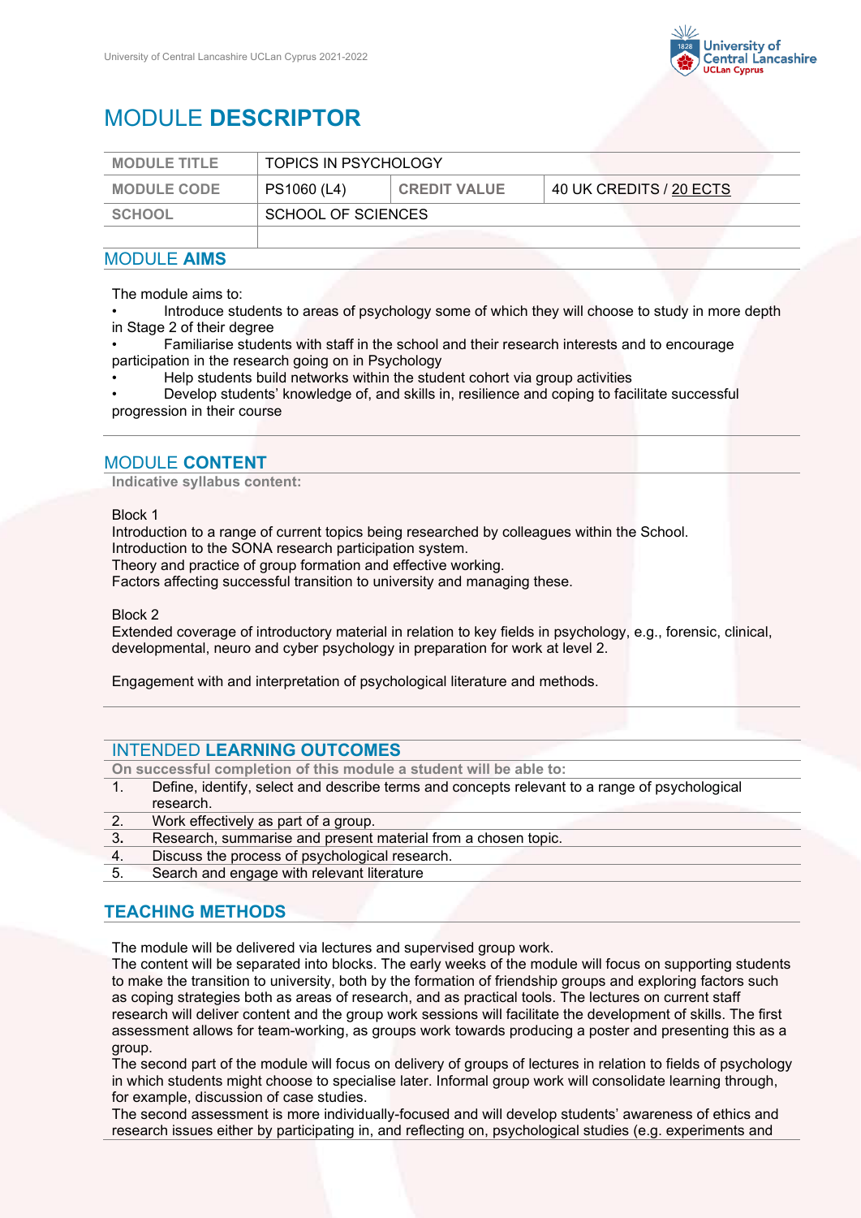# MODULE **DESCRIPTOR**

| MODULE TITLE | TOPICS IN PSYCHOLOGY | | |
|---|---|---|---|
| MODULE CODE | PS1060 (L4) | CREDIT VALUE | 40 UK CREDITS / 20 ECTS |
| SCHOOL | SCHOOL OF SCIENCES | | |
| | | | |

## MODULE **AIMS**

The module aims to:

- Introduce students to areas of psychology some of which they will choose to study in more depth in Stage 2 of their degree
- Familiarise students with staff in the school and their research interests and to encourage participation in the research going on in Psychology
- Help students build networks within the student cohort via group activities
- Develop students' knowledge of, and skills in, resilience and coping to facilitate successful progression in their course

## MODULE **CONTENT**

**Indicative syllabus content:**

Block 1
Introduction to a range of current topics being researched by colleagues within the School.
Introduction to the SONA research participation system.
Theory and practice of group formation and effective working.
Factors affecting successful transition to university and managing these.

Block 2
Extended coverage of introductory material in relation to key fields in psychology, e.g., forensic, clinical, developmental, neuro and cyber psychology in preparation for work at level 2.

Engagement with and interpretation of psychological literature and methods.

## INTENDED **LEARNING OUTCOMES**

**On successful completion of this module a student will be able to:**

1. Define, identify, select and describe terms and concepts relevant to a range of psychological research.
2. Work effectively as part of a group.
3. Research, summarise and present material from a chosen topic.
4. Discuss the process of psychological research.
5. Search and engage with relevant literature

## **TEACHING METHODS**

The module will be delivered via lectures and supervised group work.
The content will be separated into blocks. The early weeks of the module will focus on supporting students to make the transition to university, both by the formation of friendship groups and exploring factors such as coping strategies both as areas of research, and as practical tools. The lectures on current staff research will deliver content and the group work sessions will facilitate the development of skills. The first assessment allows for team-working, as groups work towards producing a poster and presenting this as a group.
The second part of the module will focus on delivery of groups of lectures in relation to fields of psychology in which students might choose to specialise later. Informal group work will consolidate learning through, for example, discussion of case studies.
The second assessment is more individually-focused and will develop students' awareness of ethics and research issues either by participating in, and reflecting on, psychological studies (e.g. experiments and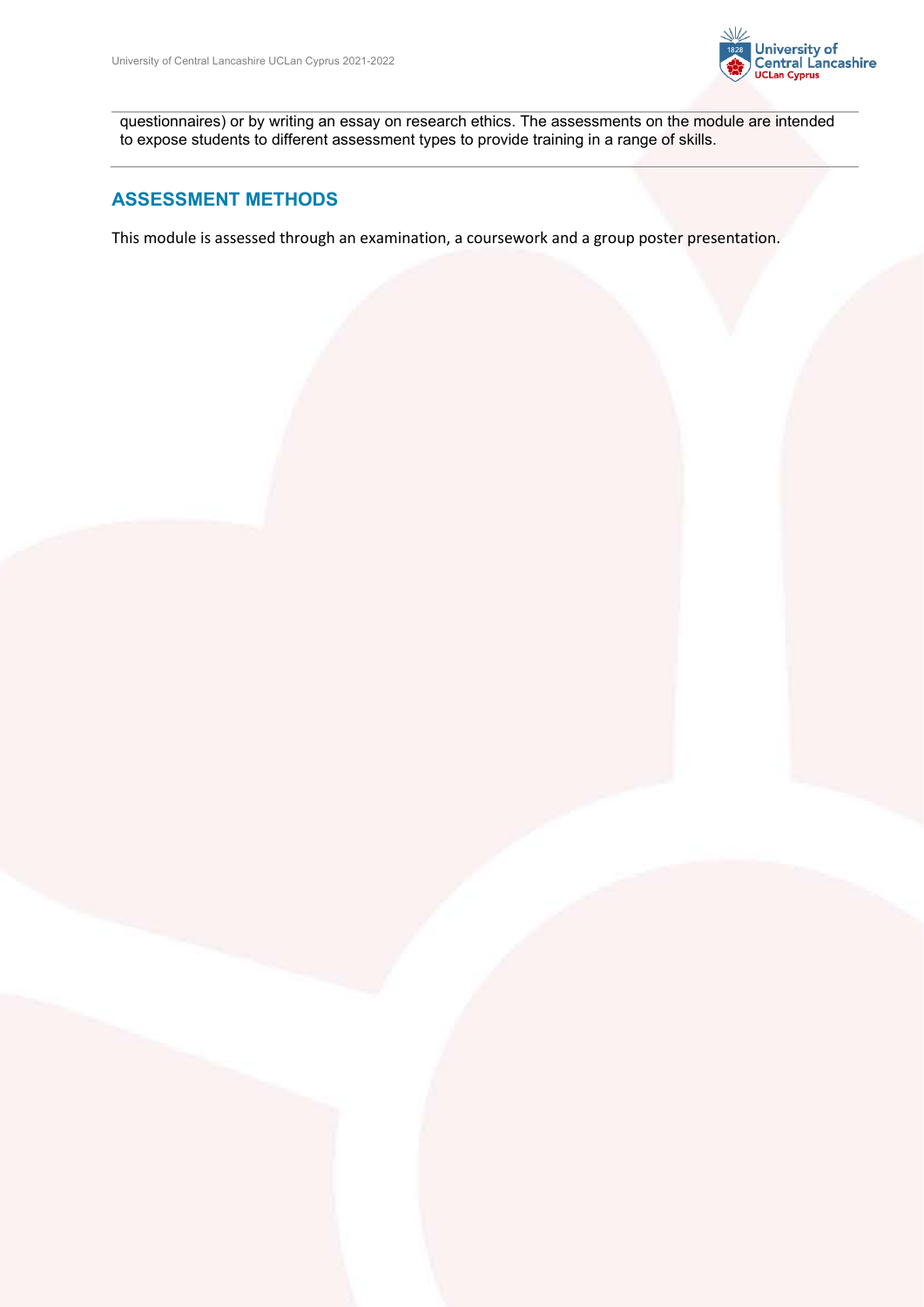questionnaires) or by writing an essay on research ethics. The assessments on the module are intended to expose students to different assessment types to provide training in a range of skills.

## ASSESSMENT METHODS

This module is assessed through an examination, a coursework and a group poster presentation.